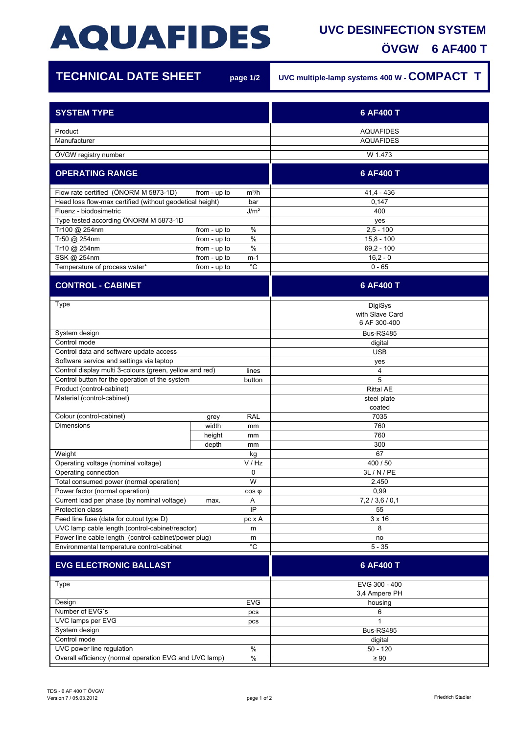# AQUAFIDES

## UVC DESINFECTION SYSTEM

## ÖVGW 6 AF400 T

## TECHNICAL DATE SHEET

page 1/2

UVC multiple-lamp systems 400 W - **COMPACT T**

| SYSTEM TYPE | | | 6 AF400 T |
|---|---|---|---|
| Product | | | AQUAFIDES |
| Manufacturer | | | AQUAFIDES |
| ÖVGW registry number | | | W 1.473 |

| OPERATING RANGE | | | 6 AF400 T |
|---|---|---|---|
| Flow rate certified (ÖNORM M 5873-1D) | from - up to | m³/h | 41,4 - 436 |
| Head loss flow-max certified (without geodetical height) | | bar | 0,147 |
| Fluenz - biodosimetric | | J/m² | 400 |
| Type tested according ÖNORM M 5873-1D | | | yes |
| Tr100 @ 254nm | from - up to | % | 2,5 - 100 |
| Tr50 @ 254nm | from - up to | % | 15,8 - 100 |
| Tr10 @ 254nm | from - up to | % | 69,2 - 100 |
| SSK @ 254nm | from - up to | m-1 | 16,2 - 0 |
| Temperature of process water* | from - up to | °C | 0 - 65 |

| CONTROL - CABINET | | | 6 AF400 T |
|---|---|---|---|
| Type | | | DigiSys with Slave Card 6 AF 300-400 |
| System design | | | Bus-RS485 |
| Control mode | | | digital |
| Control data and software update access | | | USB |
| Software service and settings via laptop | | | yes |
| Control display multi 3-colours (green, yellow and red) | | lines | 4 |
| Control button for the operation of the system | | button | 5 |
| Product (control-cabinet) | | | Rittal AE |
| Material (control-cabinet) | | | steel plate coated |
| Colour (control-cabinet) | grey | RAL | 7035 |
| Dimensions | width | mm | 760 |
| | height | mm | 760 |
| | depth | mm | 300 |
| Weight | | kg | 67 |
| Operating voltage (nominal voltage) | | V / Hz | 400 / 50 |
| Operating connection | | 0 | 3L / N / PE |
| Total consumed power (normal operation) | | W | 2.450 |
| Power factor (normal operation) | | cos φ | 0,99 |
| Current load per phase (by nominal voltage) | max. | A | 7,2 / 3,6 / 0,1 |
| Protection class | | IP | 55 |
| Feed line fuse (data for cutout type D) | | pc x A | 3 x 16 |
| UVC lamp cable length (control-cabinet/reactor) | | m | 8 |
| Power line cable length (control-cabinet/power plug) | | m | no |
| Environmental temperature control-cabinet | | °C | 5 - 35 |

| EVG ELECTRONIC BALLAST | | | 6 AF400 T |
|---|---|---|---|
| Type | | | EVG 300 - 400 3,4 Ampere PH |
| Design | | EVG | housing |
| Number of EVG´s | | pcs | 6 |
| UVC lamps per EVG | | pcs | 1 |
| System design | | | Bus-RS485 |
| Control mode | | | digital |
| UVC power line regulation | | % | 50 - 120 |
| Overall efficiency (normal operation EVG and UVC lamp) | | % | ≥ 90 |

TDS - 6 AF 400 T ÖVGW
Version 7 / 05.03.2012

Friedrich Stadler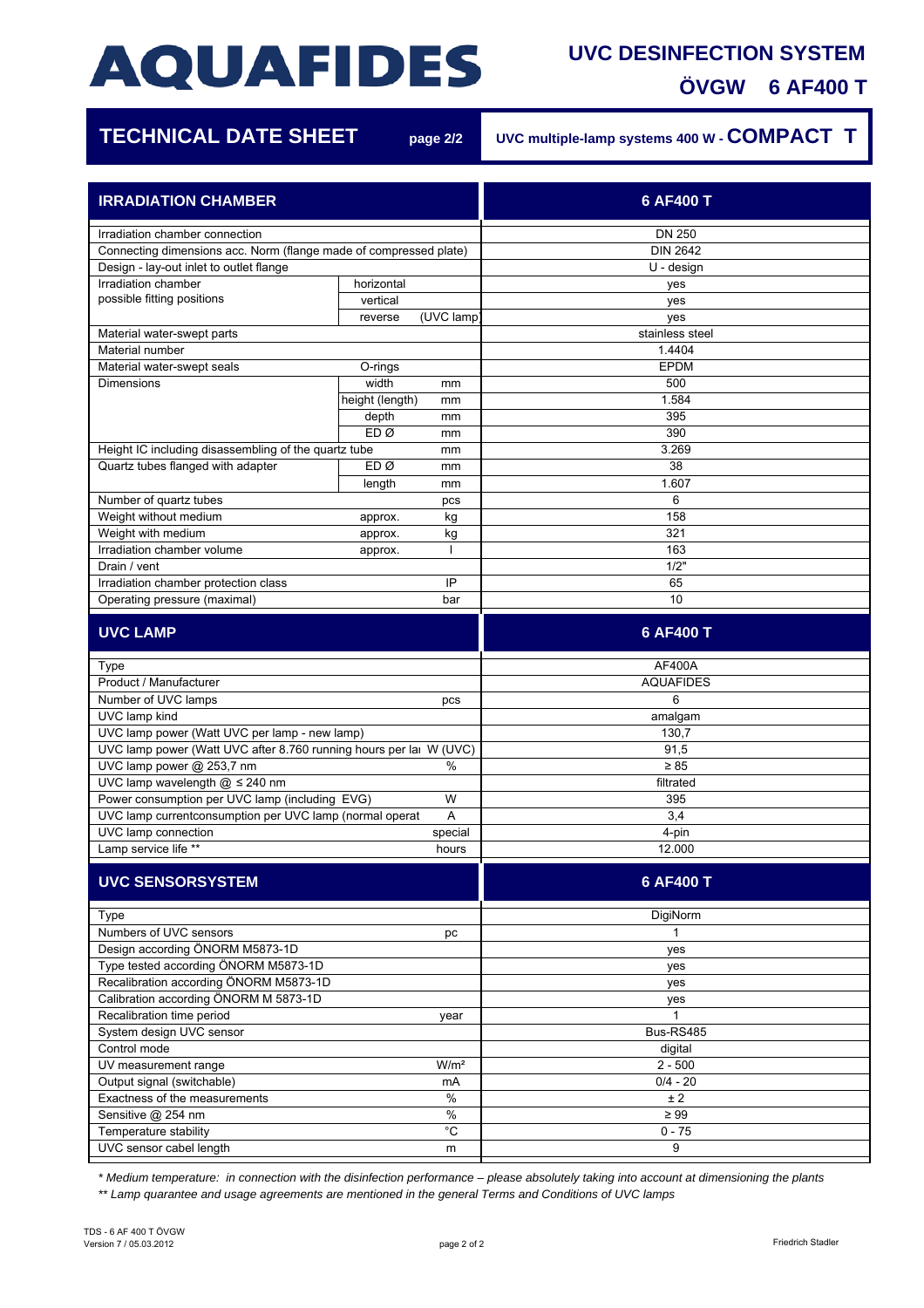# AQUAFIDES

## UVC DESINFECTION SYSTEM

## ÖVGW 6 AF400 T

## TECHNICAL DATE SHEET

UVC multiple-lamp systems 400 W - **COMPACT T**

| IRRADIATION CHAMBER | | | 6 AF400 T |
|---|---|---|---|
| Irradiation chamber connection | | | DN 250 |
| Connecting dimensions acc. Norm (flange made of compressed plate) | | | DIN 2642 |
| Design - lay-out inlet to outlet flange | | | U - design |
| Irradiation chamber possible fitting positions | horizontal | | yes |
| | vertical | | yes |
| | reverse | (UVC lamp) | yes |
| Material water-swept parts | | | stainless steel |
| Material number | | | 1.4404 |
| Material water-swept seals | O-rings | | EPDM |
| Dimensions | width | mm | 500 |
| | height (length) | mm | 1.584 |
| | depth | mm | 395 |
| | ED Ø | mm | 390 |
| Height IC including disassembling of the quartz tube | | mm | 3.269 |
| Quartz tubes flanged with adapter | ED Ø | mm | 38 |
| | length | mm | 1.607 |
| Number of quartz tubes | | pcs | 6 |
| Weight without medium | approx. | kg | 158 |
| Weight with medium | approx. | kg | 321 |
| Irradiation chamber volume | approx. | l | 163 |
| Drain / vent | | | 1/2" |
| Irradiation chamber protection class | | IP | 65 |
| Operating pressure (maximal) | | bar | 10 |

| UVC LAMP | | 6 AF400 T |
|---|---|---|
| Type | | AF400A |
| Product / Manufacturer | | AQUAFIDES |
| Number of UVC lamps | pcs | 6 |
| UVC lamp kind | | amalgam |
| UVC lamp power (Watt UVC per lamp - new lamp) | | 130,7 |
| UVC lamp power (Watt UVC after 8.760 running hours per lai | W (UVC) | 91,5 |
| UVC lamp power @ 253,7 nm | % | ≥ 85 |
| UVC lamp wavelength @ ≤ 240 nm | | filtrated |
| Power consumption per UVC lamp (including EVG) | W | 395 |
| UVC lamp currentconsumption per UVC lamp (normal operat | A | 3,4 |
| UVC lamp connection | special | 4-pin |
| Lamp service life ** | hours | 12.000 |

| UVC SENSORSYSTEM | | 6 AF400 T |
|---|---|---|
| Type | | DigiNorm |
| Numbers of UVC sensors | pc | 1 |
| Design according ÖNORM M5873-1D | | yes |
| Type tested according ÖNORM M5873-1D | | yes |
| Recalibration according ÖNORM M5873-1D | | yes |
| Calibration according ÖNORM M 5873-1D | | yes |
| Recalibration time period | year | 1 |
| System design UVC sensor | | Bus-RS485 |
| Control mode | | digital |
| UV measurement range | W/m² | 2 - 500 |
| Output signal (switchable) | mA | 0/4 - 20 |
| Exactness of the measurements | % | ± 2 |
| Sensitive @ 254 nm | % | ≥ 99 |
| Temperature stability | °C | 0 - 75 |
| UVC sensor cabel length | m | 9 |

*\* Medium temperature: in connection with the disinfection performance – please absolutely taking into account at dimensioning the plants*

*\*\* Lamp quarantee and usage agreements are mentioned in the general Terms and Conditions of UVC lamps*

TDS - 6 AF 400 T ÖVGW
Version 7 / 05.03.2012

Friedrich Stadler